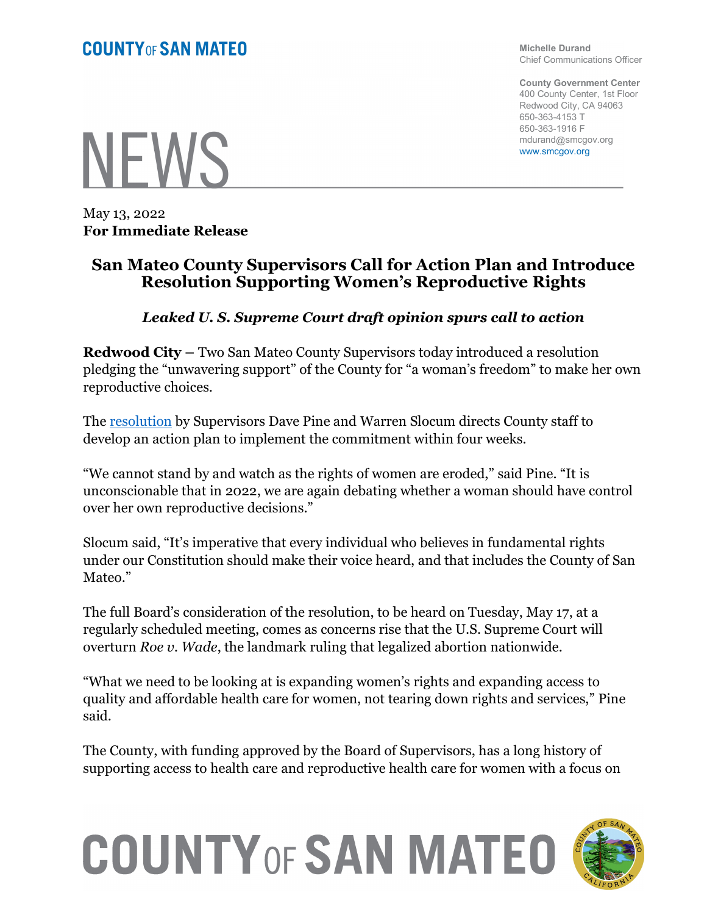COUNTY OF SAN MATEO

NEWS

Michelle Durand
Chief Communications Officer

County Government Center
400 County Center, 1st Floor
Redwood City, CA 94063
650-363-4153 T
650-363-1916 F
mdurand@smcgov.org
www.smcgov.org

May 13, 2022
**For Immediate Release**

## San Mateo County Supervisors Call for Action Plan and Introduce Resolution Supporting Women's Reproductive Rights

***Leaked U. S. Supreme Court draft opinion spurs call to action***

**Redwood City –** Two San Mateo County Supervisors today introduced a resolution pledging the "unwavering support" of the County for "a woman's freedom" to make her own reproductive choices.

The resolution by Supervisors Dave Pine and Warren Slocum directs County staff to develop an action plan to implement the commitment within four weeks.

"We cannot stand by and watch as the rights of women are eroded," said Pine. "It is unconscionable that in 2022, we are again debating whether a woman should have control over her own reproductive decisions."

Slocum said, "It's imperative that every individual who believes in fundamental rights under our Constitution should make their voice heard, and that includes the County of San Mateo."

The full Board's consideration of the resolution, to be heard on Tuesday, May 17, at a regularly scheduled meeting, comes as concerns rise that the U.S. Supreme Court will overturn *Roe v. Wade*, the landmark ruling that legalized abortion nationwide.

"What we need to be looking at is expanding women's rights and expanding access to quality and affordable health care for women, not tearing down rights and services," Pine said.

The County, with funding approved by the Board of Supervisors, has a long history of supporting access to health care and reproductive health care for women with a focus on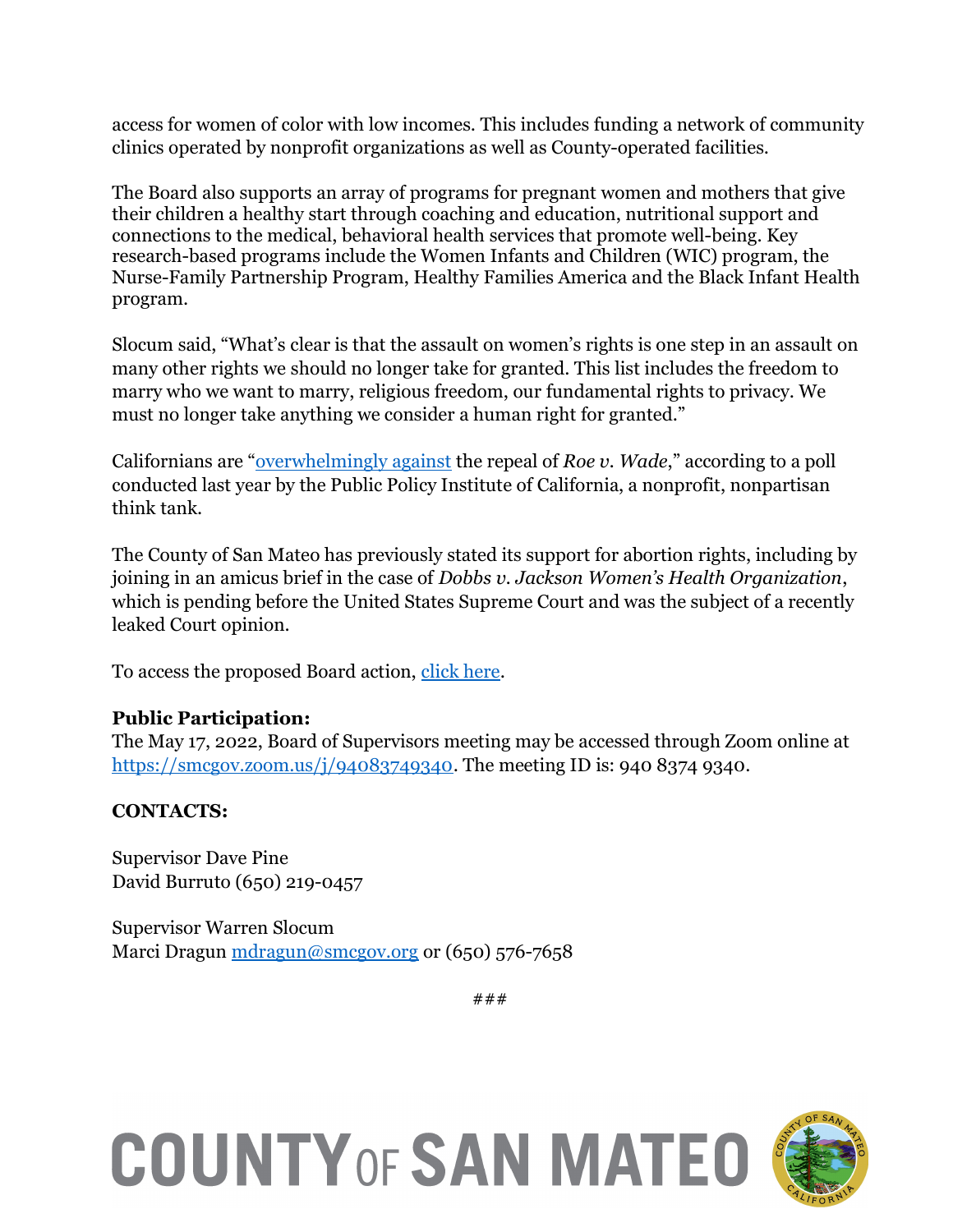access for women of color with low incomes. This includes funding a network of community clinics operated by nonprofit organizations as well as County-operated facilities.

The Board also supports an array of programs for pregnant women and mothers that give their children a healthy start through coaching and education, nutritional support and connections to the medical, behavioral health services that promote well-being. Key research-based programs include the Women Infants and Children (WIC) program, the Nurse-Family Partnership Program, Healthy Families America and the Black Infant Health program.

Slocum said, "What's clear is that the assault on women's rights is one step in an assault on many other rights we should no longer take for granted. This list includes the freedom to marry who we want to marry, religious freedom, our fundamental rights to privacy. We must no longer take anything we consider a human right for granted."

Californians are "overwhelmingly against the repeal of *Roe v. Wade*," according to a poll conducted last year by the Public Policy Institute of California, a nonprofit, nonpartisan think tank.

The County of San Mateo has previously stated its support for abortion rights, including by joining in an amicus brief in the case of *Dobbs v. Jackson Women's Health Organization*, which is pending before the United States Supreme Court and was the subject of a recently leaked Court opinion.

To access the proposed Board action, click here.

**Public Participation:**
The May 17, 2022, Board of Supervisors meeting may be accessed through Zoom online at https://smcgov.zoom.us/j/94083749340. The meeting ID is: 940 8374 9340.

**CONTACTS:**

Supervisor Dave Pine
David Burruto (650) 219-0457

Supervisor Warren Slocum
Marci Dragun mdragun@smcgov.org or (650) 576-7658

###

COUNTY OF SAN MATEO